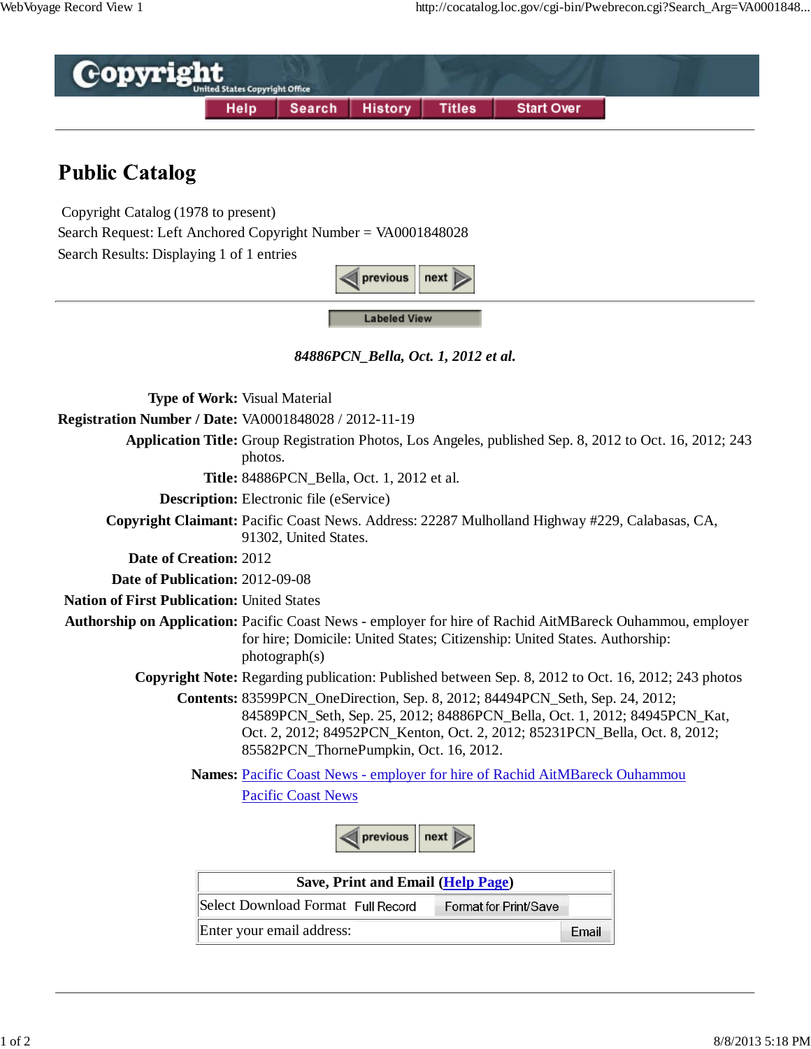Copyright
United States Copyright Office

Help | Search | History | Titles | Start Over

# Public Catalog

Copyright Catalog (1978 to present)
Search Request: Left Anchored Copyright Number = VA0001848028
Search Results: Displaying 1 of 1 entries

previous | next

Labeled View

***84886PCN_Bella, Oct. 1, 2012 et al.***

| | |
|---|---|
| **Type of Work:** | Visual Material |
| **Registration Number / Date:** | VA0001848028 / 2012-11-19 |
| **Application Title:** | Group Registration Photos, Los Angeles, published Sep. 8, 2012 to Oct. 16, 2012; 243 photos. |
| **Title:** | 84886PCN_Bella, Oct. 1, 2012 et al. |
| **Description:** | Electronic file (eService) |
| **Copyright Claimant:** | Pacific Coast News. Address: 22287 Mulholland Highway #229, Calabasas, CA, 91302, United States. |
| **Date of Creation:** | 2012 |
| **Date of Publication:** | 2012-09-08 |
| **Nation of First Publication:** | United States |
| **Authorship on Application:** | Pacific Coast News - employer for hire of Rachid AitMBareck Ouhammou, employer for hire; Domicile: United States; Citizenship: United States. Authorship: photograph(s) |
| **Copyright Note:** | Regarding publication: Published between Sep. 8, 2012 to Oct. 16, 2012; 243 photos |
| **Contents:** | 83599PCN_OneDirection, Sep. 8, 2012; 84494PCN_Seth, Sep. 24, 2012; 84589PCN_Seth, Sep. 25, 2012; 84886PCN_Bella, Oct. 1, 2012; 84945PCN_Kat, Oct. 2, 2012; 84952PCN_Kenton, Oct. 2, 2012; 85231PCN_Bella, Oct. 8, 2012; 85582PCN_ThornePumpkin, Oct. 16, 2012. |
| **Names:** | Pacific Coast News - employer for hire of Rachid AitMBareck Ouhammou<br>Pacific Coast News |

previous | next

| Save, Print and Email (Help Page) | |
|---|---|
| Select Download Format Full Record | Format for Print/Save |
| Enter your email address: | Email |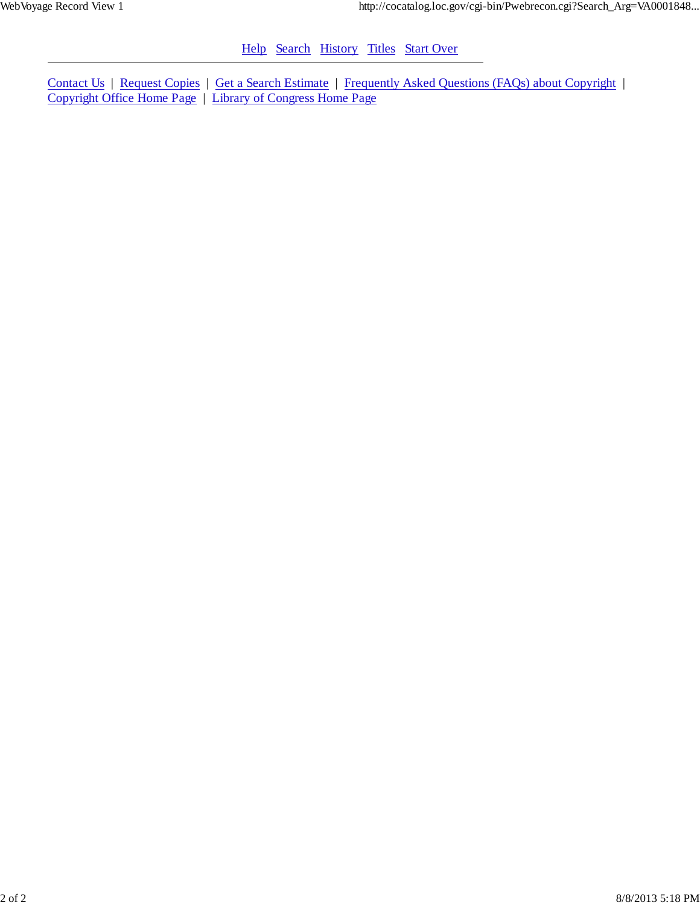[Help](#) [Search](#) [History](#) [Titles](#) [Start Over](#)

---

[Contact Us](#) | [Request Copies](#) | [Get a Search Estimate](#) | [Frequently Asked Questions (FAQs) about Copyright](#) | [Copyright Office Home Page](#) | [Library of Congress Home Page](#)